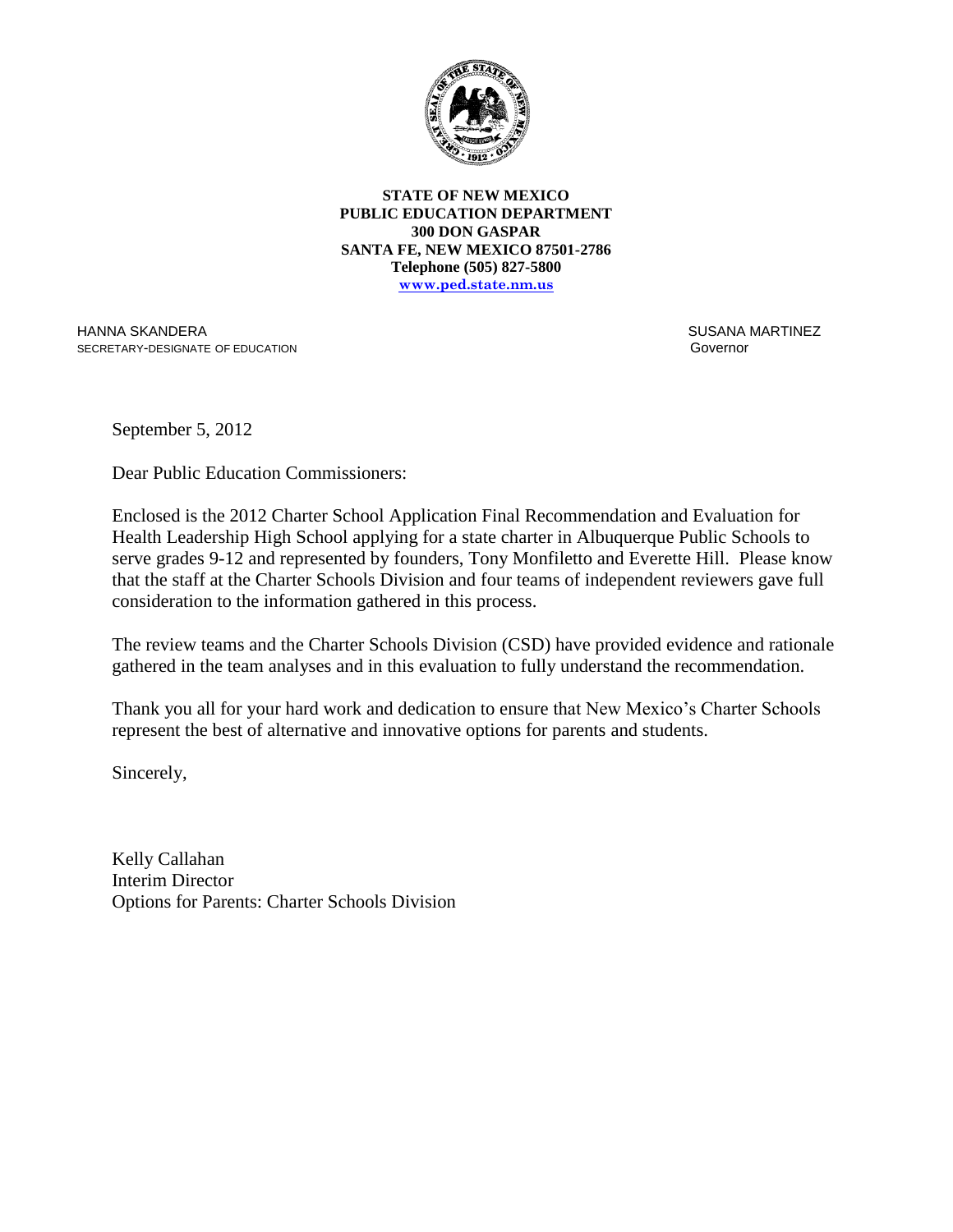**STATE OF NEW MEXICO**
**PUBLIC EDUCATION DEPARTMENT**
**300 DON GASPAR**
**SANTA FE, NEW MEXICO 87501-2786**
**Telephone (505) 827-5800**
**www.ped.state.nm.us**

HANNA SKANDERA
SECRETARY-DESIGNATE OF EDUCATION

SUSANA MARTINEZ
Governor

September 5, 2012

Dear Public Education Commissioners:

Enclosed is the 2012 Charter School Application Final Recommendation and Evaluation for Health Leadership High School applying for a state charter in Albuquerque Public Schools to serve grades 9-12 and represented by founders, Tony Monfiletto and Everette Hill. Please know that the staff at the Charter Schools Division and four teams of independent reviewers gave full consideration to the information gathered in this process.

The review teams and the Charter Schools Division (CSD) have provided evidence and rationale gathered in the team analyses and in this evaluation to fully understand the recommendation.

Thank you all for your hard work and dedication to ensure that New Mexico's Charter Schools represent the best of alternative and innovative options for parents and students.

Sincerely,

Kelly Callahan
Interim Director
Options for Parents: Charter Schools Division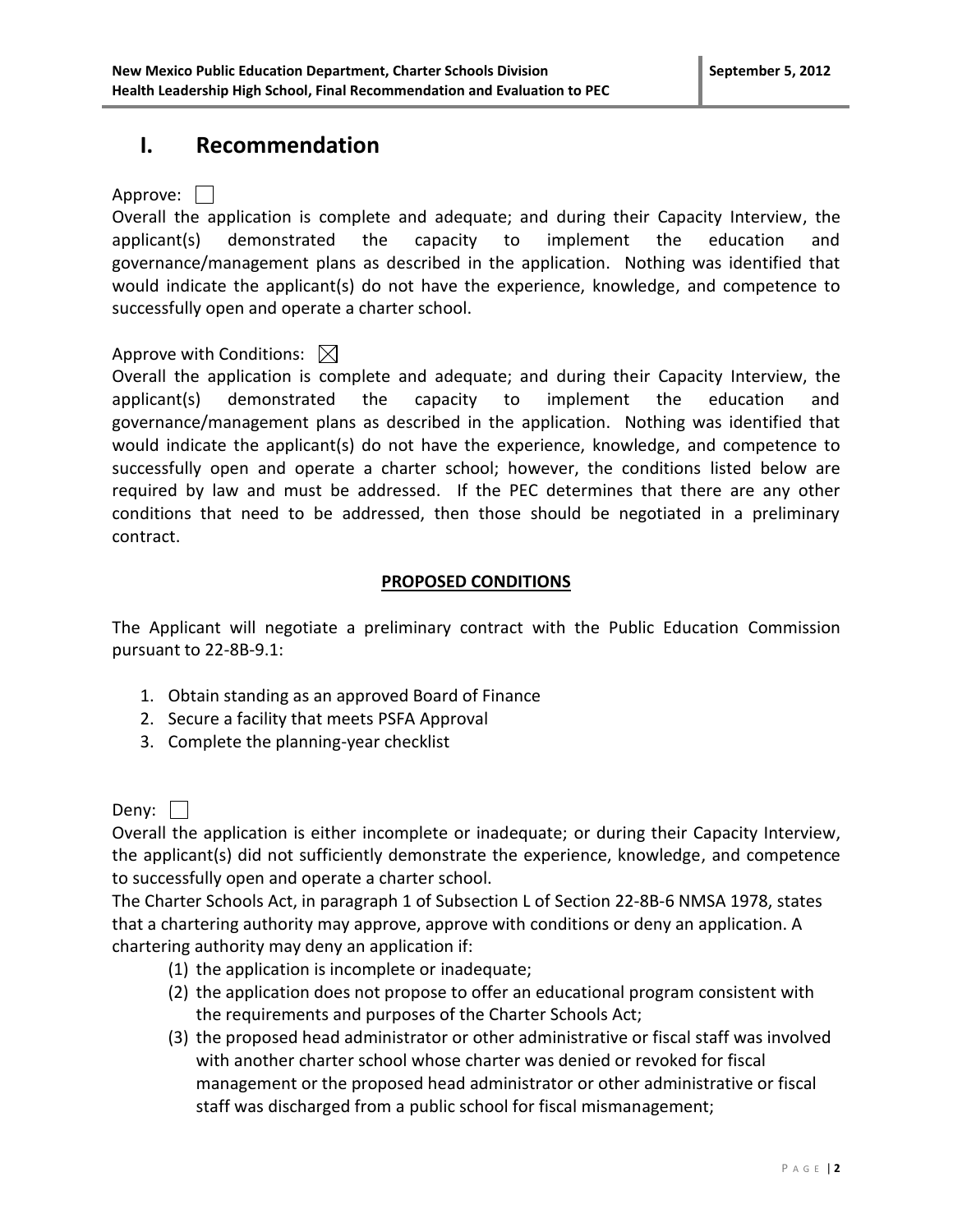# I. Recommendation

Approve: ☐

Overall the application is complete and adequate; and during their Capacity Interview, the applicant(s) demonstrated the capacity to implement the education and governance/management plans as described in the application. Nothing was identified that would indicate the applicant(s) do not have the experience, knowledge, and competence to successfully open and operate a charter school.

Approve with Conditions: ☒

Overall the application is complete and adequate; and during their Capacity Interview, the applicant(s) demonstrated the capacity to implement the education and governance/management plans as described in the application. Nothing was identified that would indicate the applicant(s) do not have the experience, knowledge, and competence to successfully open and operate a charter school; however, the conditions listed below are required by law and must be addressed. If the PEC determines that there are any other conditions that need to be addressed, then those should be negotiated in a preliminary contract.

**PROPOSED CONDITIONS**

The Applicant will negotiate a preliminary contract with the Public Education Commission pursuant to 22-8B-9.1:

1. Obtain standing as an approved Board of Finance
2. Secure a facility that meets PSFA Approval
3. Complete the planning-year checklist

Deny: ☐

Overall the application is either incomplete or inadequate; or during their Capacity Interview, the applicant(s) did not sufficiently demonstrate the experience, knowledge, and competence to successfully open and operate a charter school.

The Charter Schools Act, in paragraph 1 of Subsection L of Section 22-8B-6 NMSA 1978, states that a chartering authority may approve, approve with conditions or deny an application. A chartering authority may deny an application if:

(1) the application is incomplete or inadequate;

(2) the application does not propose to offer an educational program consistent with the requirements and purposes of the Charter Schools Act;

(3) the proposed head administrator or other administrative or fiscal staff was involved with another charter school whose charter was denied or revoked for fiscal management or the proposed head administrator or other administrative or fiscal staff was discharged from a public school for fiscal mismanagement;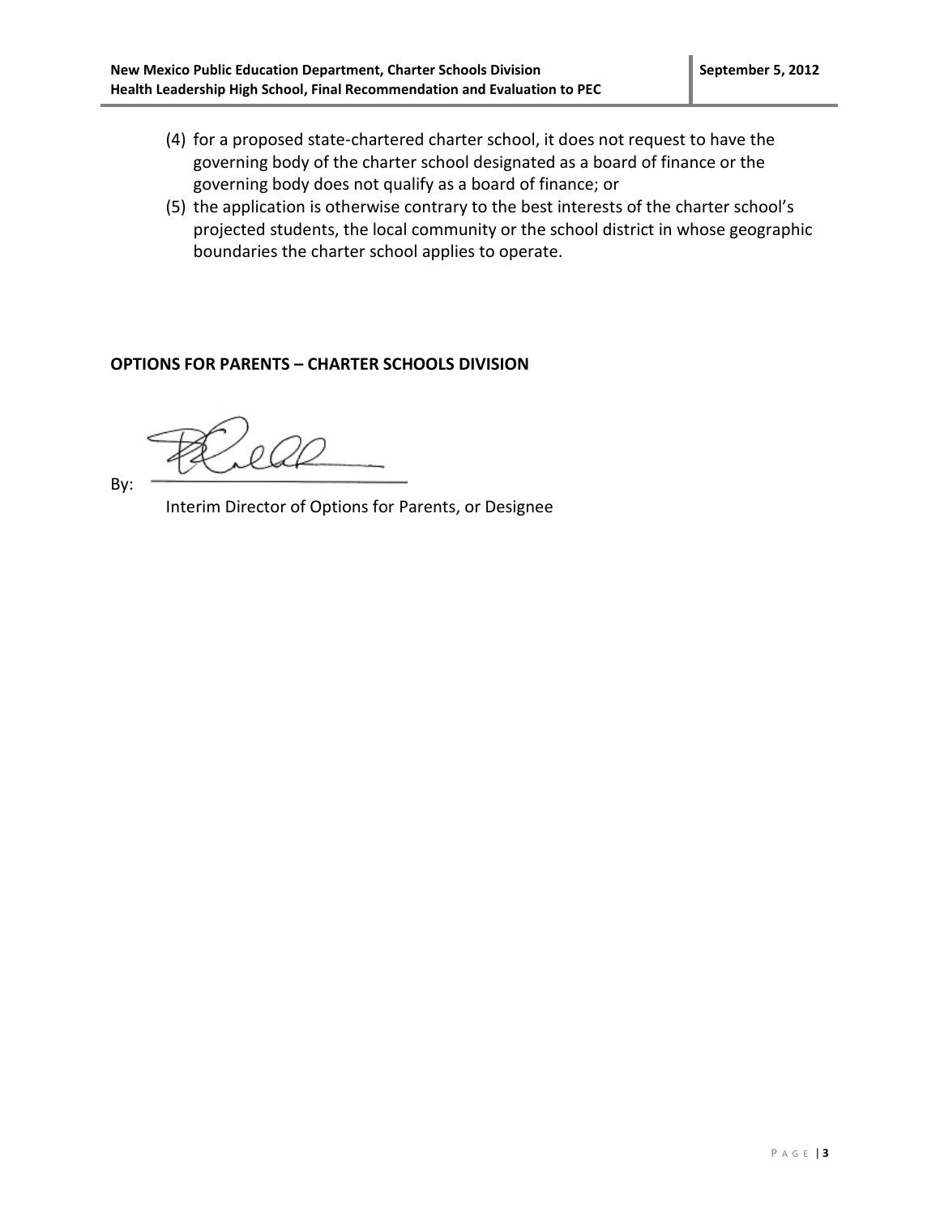(4) for a proposed state-chartered charter school, it does not request to have the governing body of the charter school designated as a board of finance or the governing body does not qualify as a board of finance; or

(5) the application is otherwise contrary to the best interests of the charter school's projected students, the local community or the school district in whose geographic boundaries the charter school applies to operate.

**OPTIONS FOR PARENTS – CHARTER SCHOOLS DIVISION**

By: \_\_\_\_\_\_\_\_\_\_\_\_\_\_\_\_\_\_\_\_\_\_\_\_\_\_\_\_

Interim Director of Options for Parents, or Designee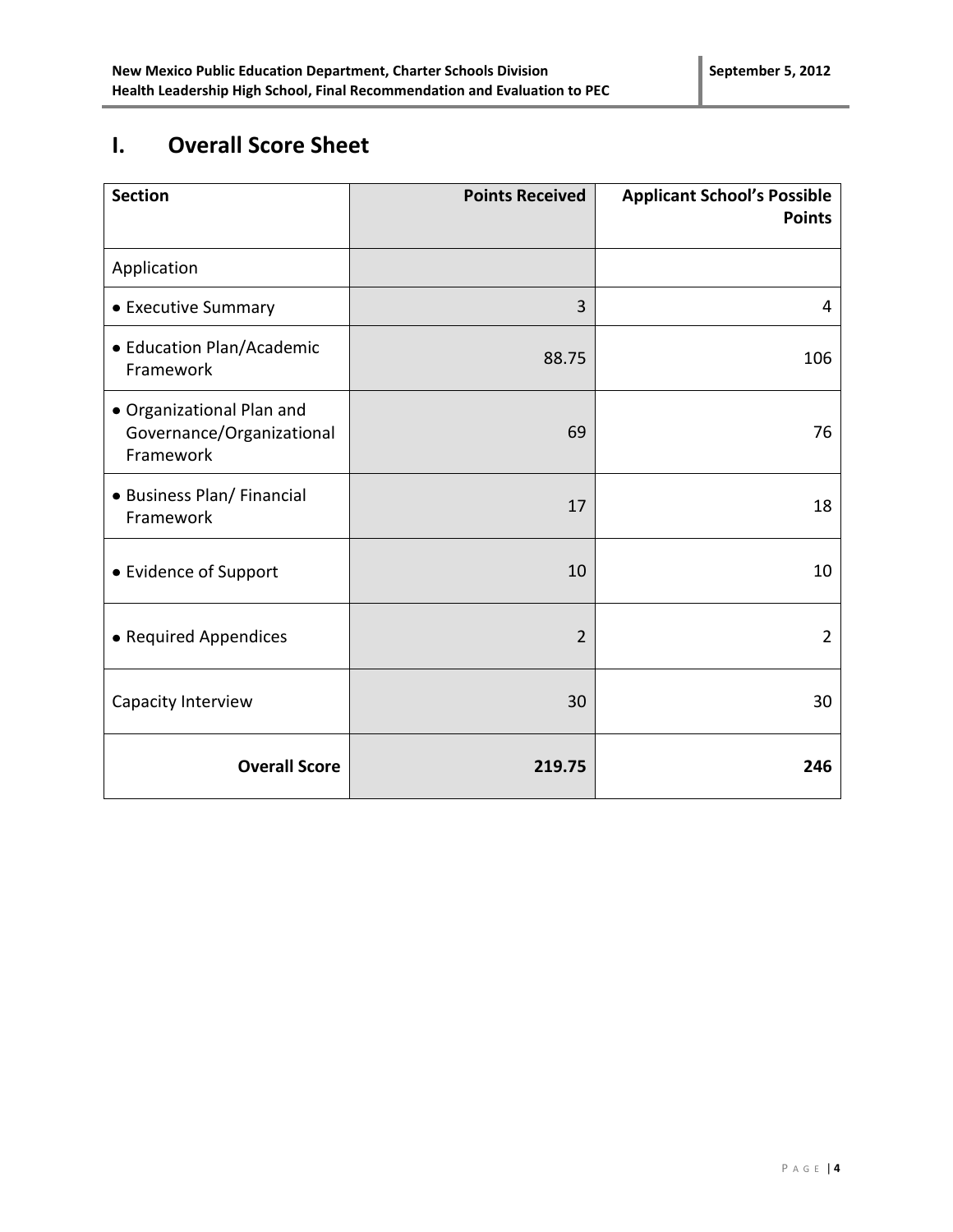# I. Overall Score Sheet

| Section | Points Received | Applicant School's Possible Points |
|---|---|---|
| Application | | |
| • Executive Summary | 3 | 4 |
| • Education Plan/Academic Framework | 88.75 | 106 |
| • Organizational Plan and Governance/Organizational Framework | 69 | 76 |
| • Business Plan/ Financial Framework | 17 | 18 |
| • Evidence of Support | 10 | 10 |
| • Required Appendices | 2 | 2 |
| Capacity Interview | 30 | 30 |
| **Overall Score** | **219.75** | **246** |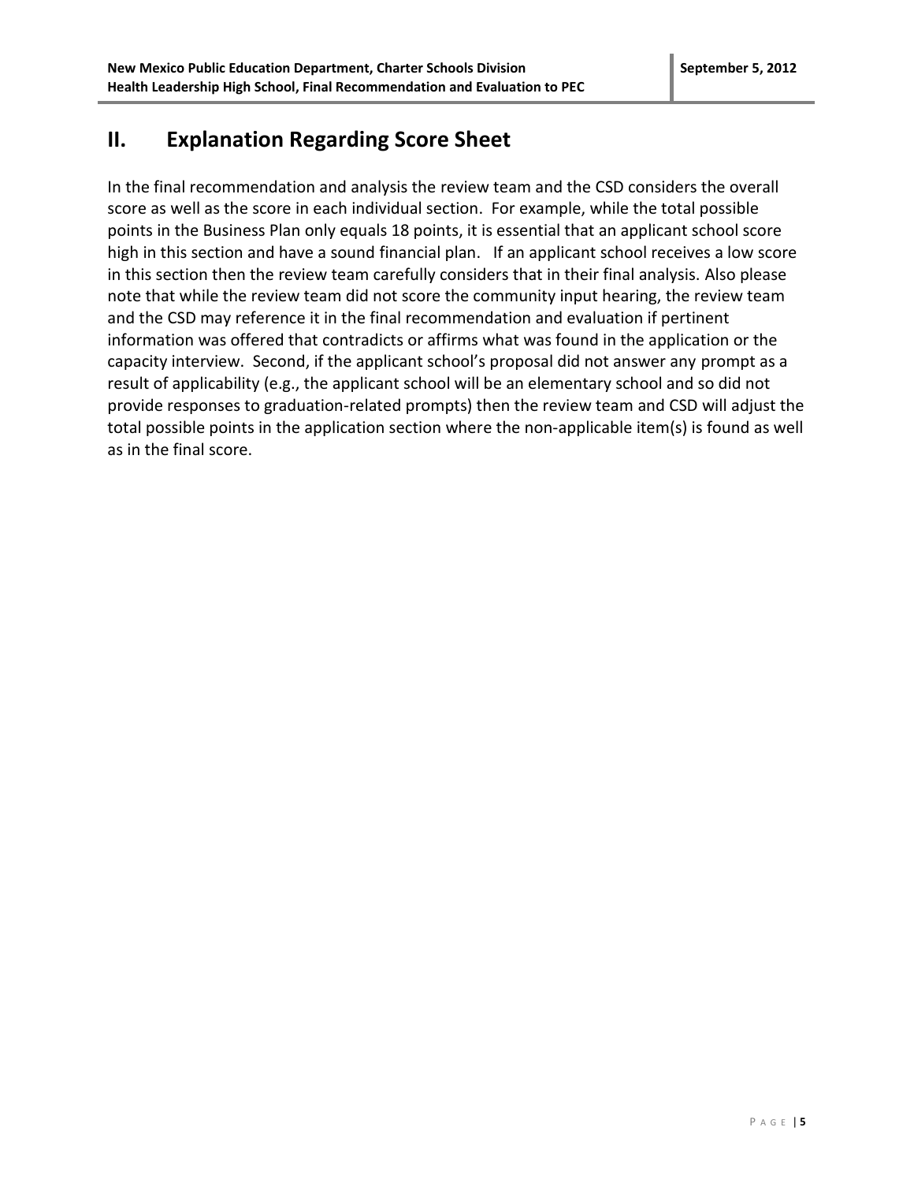## II. Explanation Regarding Score Sheet

In the final recommendation and analysis the review team and the CSD considers the overall score as well as the score in each individual section. For example, while the total possible points in the Business Plan only equals 18 points, it is essential that an applicant school score high in this section and have a sound financial plan. If an applicant school receives a low score in this section then the review team carefully considers that in their final analysis. Also please note that while the review team did not score the community input hearing, the review team and the CSD may reference it in the final recommendation and evaluation if pertinent information was offered that contradicts or affirms what was found in the application or the capacity interview. Second, if the applicant school's proposal did not answer any prompt as a result of applicability (e.g., the applicant school will be an elementary school and so did not provide responses to graduation-related prompts) then the review team and CSD will adjust the total possible points in the application section where the non-applicable item(s) is found as well as in the final score.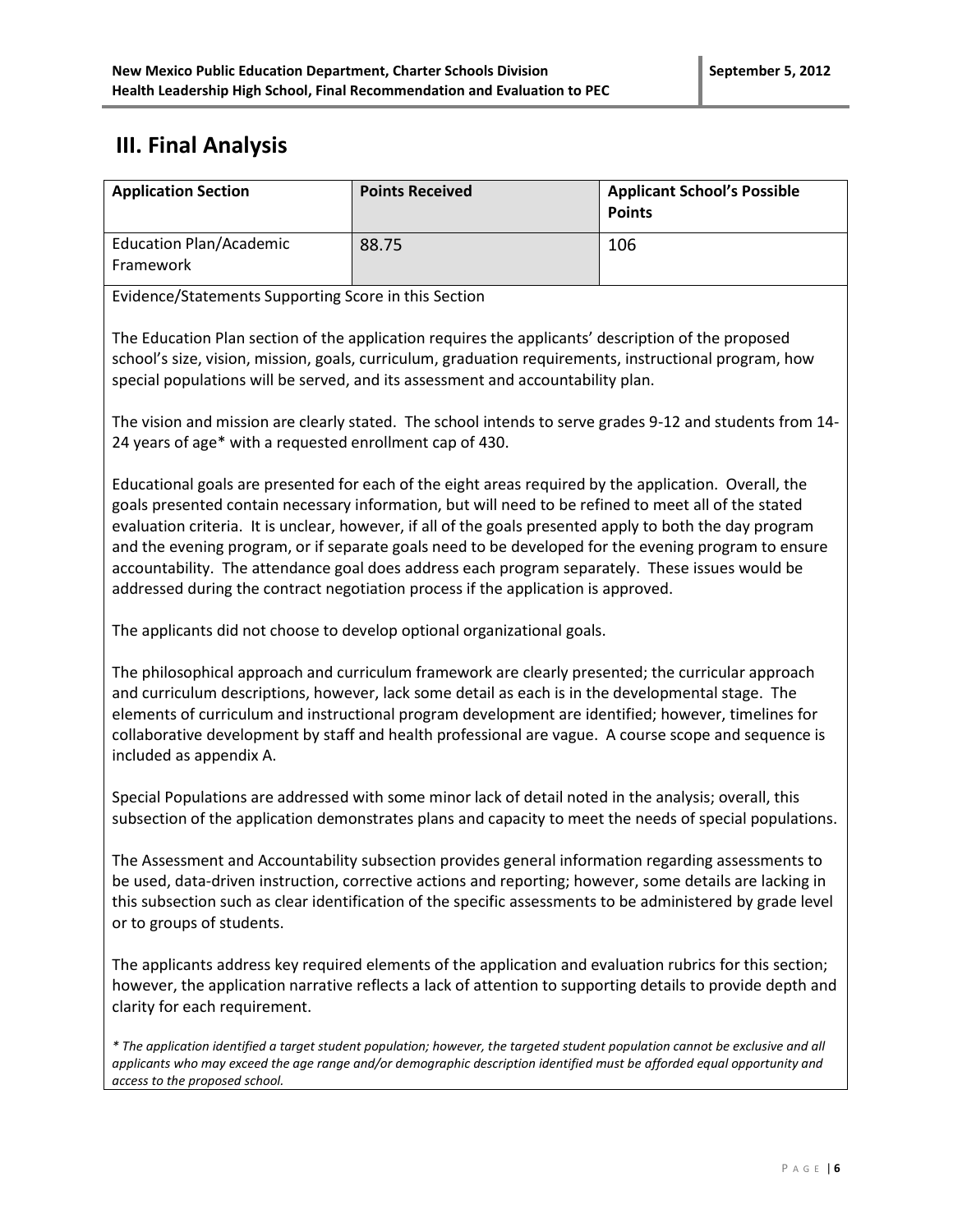## III. Final Analysis

| Application Section | Points Received | Applicant School's Possible Points |
|---|---|---|
| Education Plan/Academic Framework | 88.75 | 106 |

Evidence/Statements Supporting Score in this Section

The Education Plan section of the application requires the applicants' description of the proposed school's size, vision, mission, goals, curriculum, graduation requirements, instructional program, how special populations will be served, and its assessment and accountability plan.

The vision and mission are clearly stated. The school intends to serve grades 9-12 and students from 14-24 years of age* with a requested enrollment cap of 430.

Educational goals are presented for each of the eight areas required by the application. Overall, the goals presented contain necessary information, but will need to be refined to meet all of the stated evaluation criteria. It is unclear, however, if all of the goals presented apply to both the day program and the evening program, or if separate goals need to be developed for the evening program to ensure accountability. The attendance goal does address each program separately. These issues would be addressed during the contract negotiation process if the application is approved.

The applicants did not choose to develop optional organizational goals.

The philosophical approach and curriculum framework are clearly presented; the curricular approach and curriculum descriptions, however, lack some detail as each is in the developmental stage. The elements of curriculum and instructional program development are identified; however, timelines for collaborative development by staff and health professional are vague. A course scope and sequence is included as appendix A.

Special Populations are addressed with some minor lack of detail noted in the analysis; overall, this subsection of the application demonstrates plans and capacity to meet the needs of special populations.

The Assessment and Accountability subsection provides general information regarding assessments to be used, data-driven instruction, corrective actions and reporting; however, some details are lacking in this subsection such as clear identification of the specific assessments to be administered by grade level or to groups of students.

The applicants address key required elements of the application and evaluation rubrics for this section; however, the application narrative reflects a lack of attention to supporting details to provide depth and clarity for each requirement.

*\* The application identified a target student population; however, the targeted student population cannot be exclusive and all applicants who may exceed the age range and/or demographic description identified must be afforded equal opportunity and access to the proposed school.*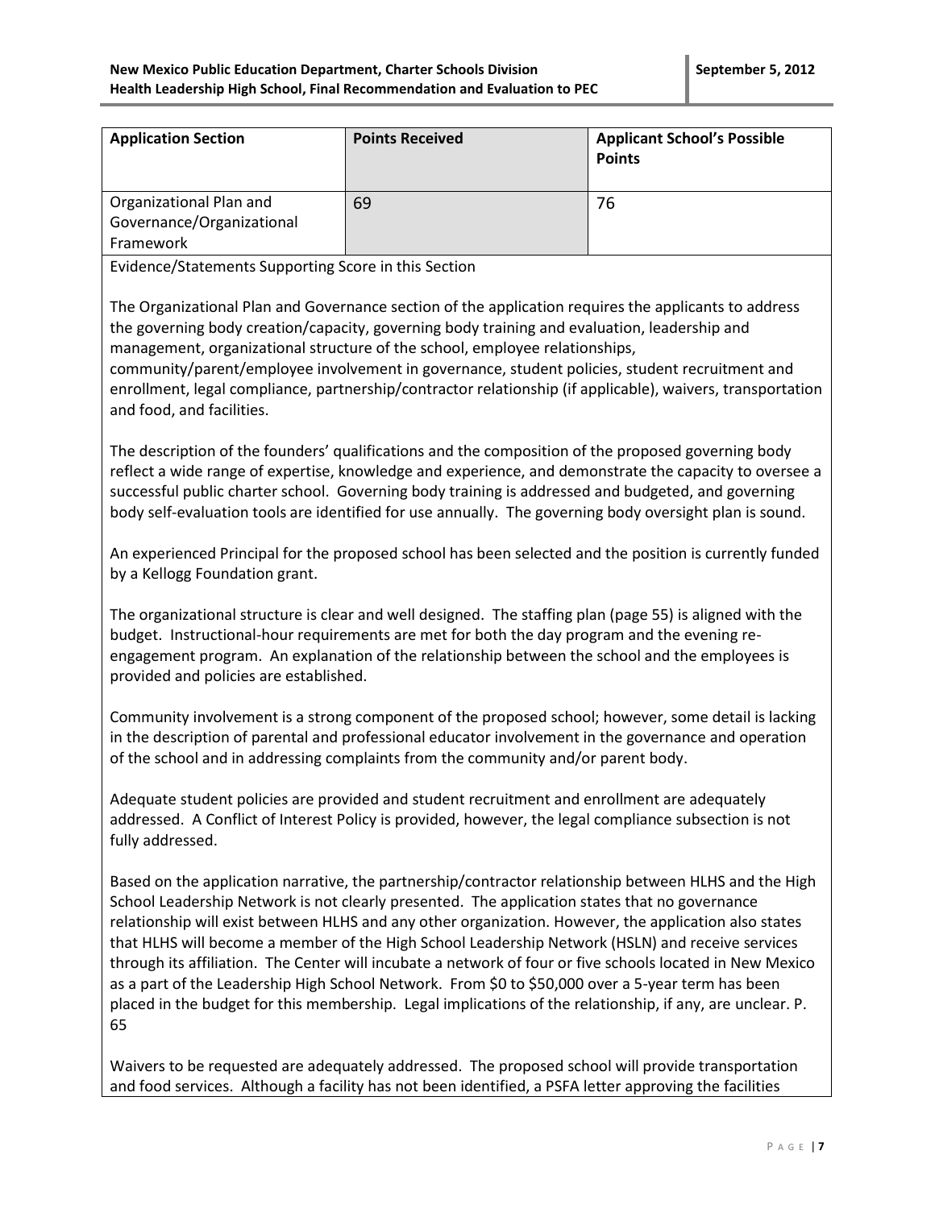| Application Section | Points Received | Applicant School's Possible Points |
|---|---|---|
| Organizational Plan and Governance/Organizational Framework | 69 | 76 |

Evidence/Statements Supporting Score in this Section

The Organizational Plan and Governance section of the application requires the applicants to address the governing body creation/capacity, governing body training and evaluation, leadership and management, organizational structure of the school, employee relationships, community/parent/employee involvement in governance, student policies, student recruitment and enrollment, legal compliance, partnership/contractor relationship (if applicable), waivers, transportation and food, and facilities.

The description of the founders' qualifications and the composition of the proposed governing body reflect a wide range of expertise, knowledge and experience, and demonstrate the capacity to oversee a successful public charter school. Governing body training is addressed and budgeted, and governing body self-evaluation tools are identified for use annually. The governing body oversight plan is sound.

An experienced Principal for the proposed school has been selected and the position is currently funded by a Kellogg Foundation grant.

The organizational structure is clear and well designed. The staffing plan (page 55) is aligned with the budget. Instructional-hour requirements are met for both the day program and the evening re-engagement program. An explanation of the relationship between the school and the employees is provided and policies are established.

Community involvement is a strong component of the proposed school; however, some detail is lacking in the description of parental and professional educator involvement in the governance and operation of the school and in addressing complaints from the community and/or parent body.

Adequate student policies are provided and student recruitment and enrollment are adequately addressed. A Conflict of Interest Policy is provided, however, the legal compliance subsection is not fully addressed.

Based on the application narrative, the partnership/contractor relationship between HLHS and the High School Leadership Network is not clearly presented. The application states that no governance relationship will exist between HLHS and any other organization. However, the application also states that HLHS will become a member of the High School Leadership Network (HSLN) and receive services through its affiliation. The Center will incubate a network of four or five schools located in New Mexico as a part of the Leadership High School Network. From $0 to $50,000 over a 5-year term has been placed in the budget for this membership. Legal implications of the relationship, if any, are unclear. P. 65

Waivers to be requested are adequately addressed. The proposed school will provide transportation and food services. Although a facility has not been identified, a PSFA letter approving the facilities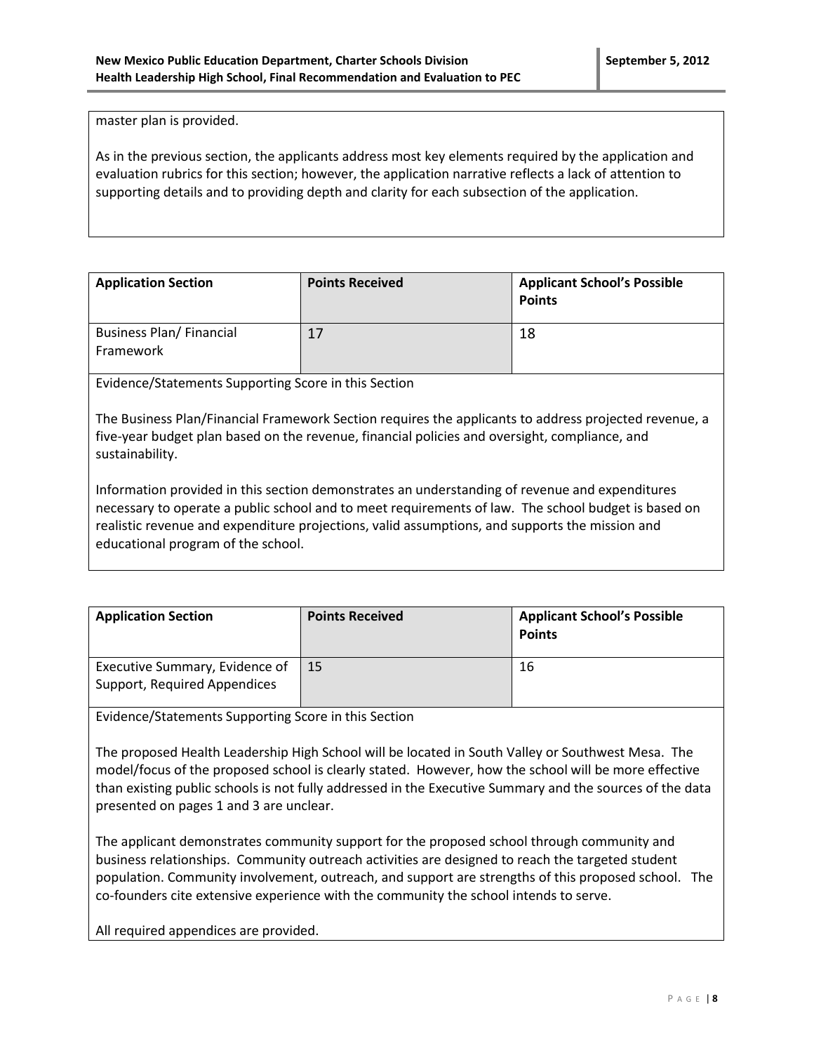master plan is provided.

As in the previous section, the applicants address most key elements required by the application and evaluation rubrics for this section; however, the application narrative reflects a lack of attention to supporting details and to providing depth and clarity for each subsection of the application.

| Application Section | Points Received | Applicant School's Possible Points |
|---|---|---|
| Business Plan/ Financial Framework | 17 | 18 |

Evidence/Statements Supporting Score in this Section

The Business Plan/Financial Framework Section requires the applicants to address projected revenue, a five-year budget plan based on the revenue, financial policies and oversight, compliance, and sustainability.

Information provided in this section demonstrates an understanding of revenue and expenditures necessary to operate a public school and to meet requirements of law. The school budget is based on realistic revenue and expenditure projections, valid assumptions, and supports the mission and educational program of the school.

| Application Section | Points Received | Applicant School's Possible Points |
|---|---|---|
| Executive Summary, Evidence of Support, Required Appendices | 15 | 16 |

Evidence/Statements Supporting Score in this Section

The proposed Health Leadership High School will be located in South Valley or Southwest Mesa. The model/focus of the proposed school is clearly stated. However, how the school will be more effective than existing public schools is not fully addressed in the Executive Summary and the sources of the data presented on pages 1 and 3 are unclear.

The applicant demonstrates community support for the proposed school through community and business relationships. Community outreach activities are designed to reach the targeted student population. Community involvement, outreach, and support are strengths of this proposed school. The co-founders cite extensive experience with the community the school intends to serve.

All required appendices are provided.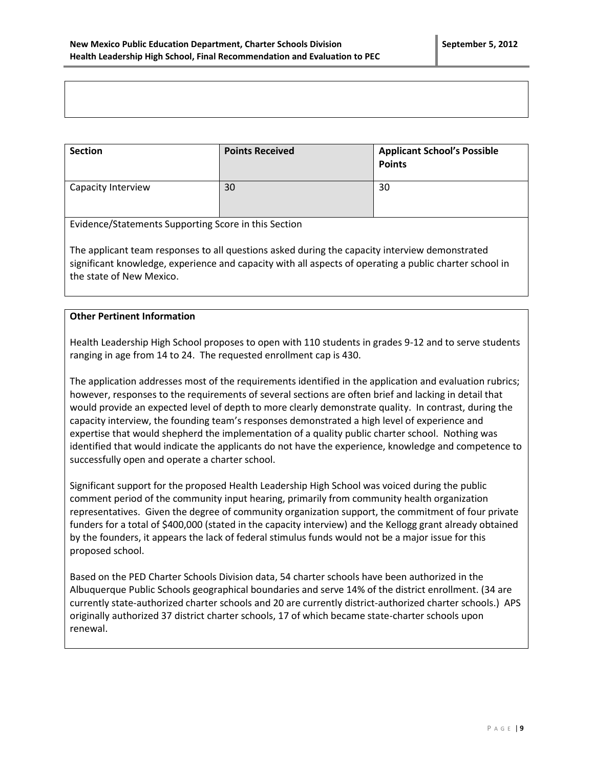| Section | Points Received | Applicant School's Possible Points |
| --- | --- | --- |
| Capacity Interview | 30 | 30 |

Evidence/Statements Supporting Score in this Section

The applicant team responses to all questions asked during the capacity interview demonstrated significant knowledge, experience and capacity with all aspects of operating a public charter school in the state of New Mexico.

**Other Pertinent Information**

Health Leadership High School proposes to open with 110 students in grades 9-12 and to serve students ranging in age from 14 to 24. The requested enrollment cap is 430.

The application addresses most of the requirements identified in the application and evaluation rubrics; however, responses to the requirements of several sections are often brief and lacking in detail that would provide an expected level of depth to more clearly demonstrate quality. In contrast, during the capacity interview, the founding team's responses demonstrated a high level of experience and expertise that would shepherd the implementation of a quality public charter school. Nothing was identified that would indicate the applicants do not have the experience, knowledge and competence to successfully open and operate a charter school.

Significant support for the proposed Health Leadership High School was voiced during the public comment period of the community input hearing, primarily from community health organization representatives. Given the degree of community organization support, the commitment of four private funders for a total of $400,000 (stated in the capacity interview) and the Kellogg grant already obtained by the founders, it appears the lack of federal stimulus funds would not be a major issue for this proposed school.

Based on the PED Charter Schools Division data, 54 charter schools have been authorized in the Albuquerque Public Schools geographical boundaries and serve 14% of the district enrollment. (34 are currently state-authorized charter schools and 20 are currently district-authorized charter schools.) APS originally authorized 37 district charter schools, 17 of which became state-charter schools upon renewal.